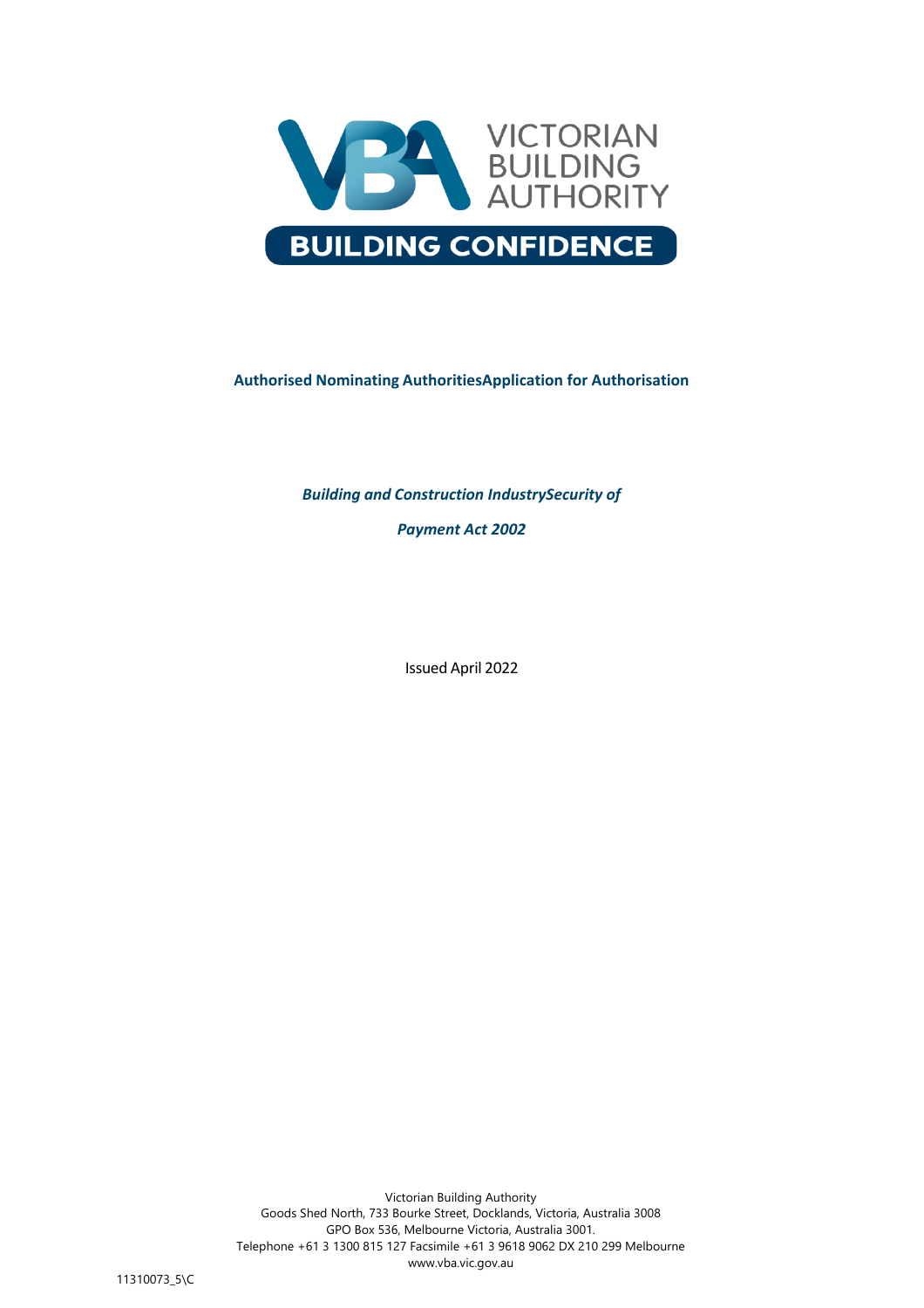VICTORIAN BUILDING AUTHORITY

BUILDING CONFIDENCE

# Authorised Nominating AuthoritiesApplication for Authorisation

***Building and Construction IndustrySecurity of Payment Act 2002***

Issued April 2022

Victorian Building Authority
Goods Shed North, 733 Bourke Street, Docklands, Victoria, Australia 3008
GPO Box 536, Melbourne Victoria, Australia 3001.
Telephone +61 3 1300 815 127 Facsimile +61 3 9618 9062 DX 210 299 Melbourne
www.vba.vic.gov.au

11310073_5\C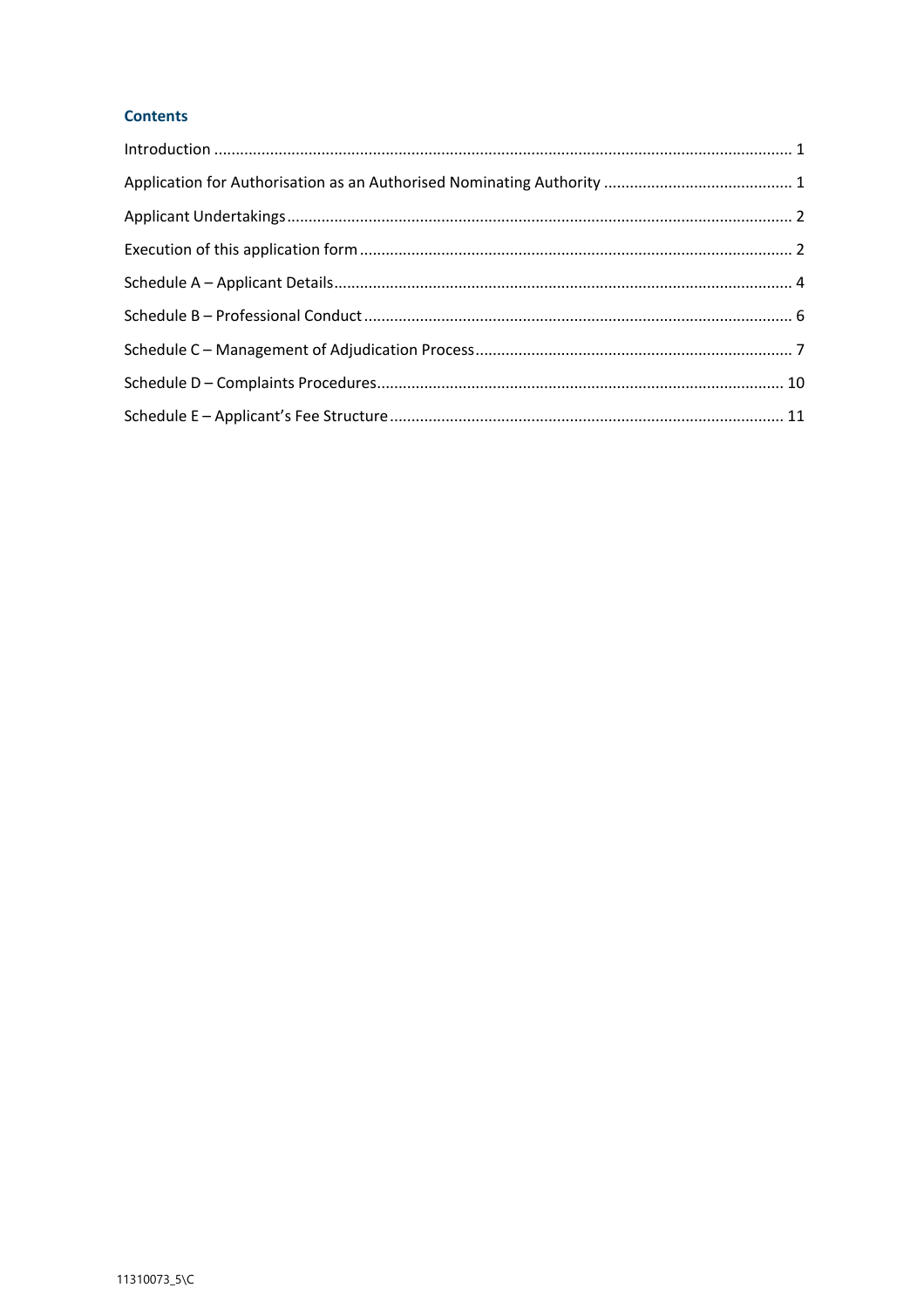## Contents

Introduction ........................................................................................................................ 1

Application for Authorisation as an Authorised Nominating Authority ............................................ 1

Applicant Undertakings ........................................................................................................ 2

Execution of this application form ......................................................................................... 2

Schedule A – Applicant Details .............................................................................................. 4

Schedule B – Professional Conduct ........................................................................................ 6

Schedule C – Management of Adjudication Process ................................................................ 7

Schedule D – Complaints Procedures ................................................................................... 10

Schedule E – Applicant's Fee Structure ................................................................................ 11

11310073_5\C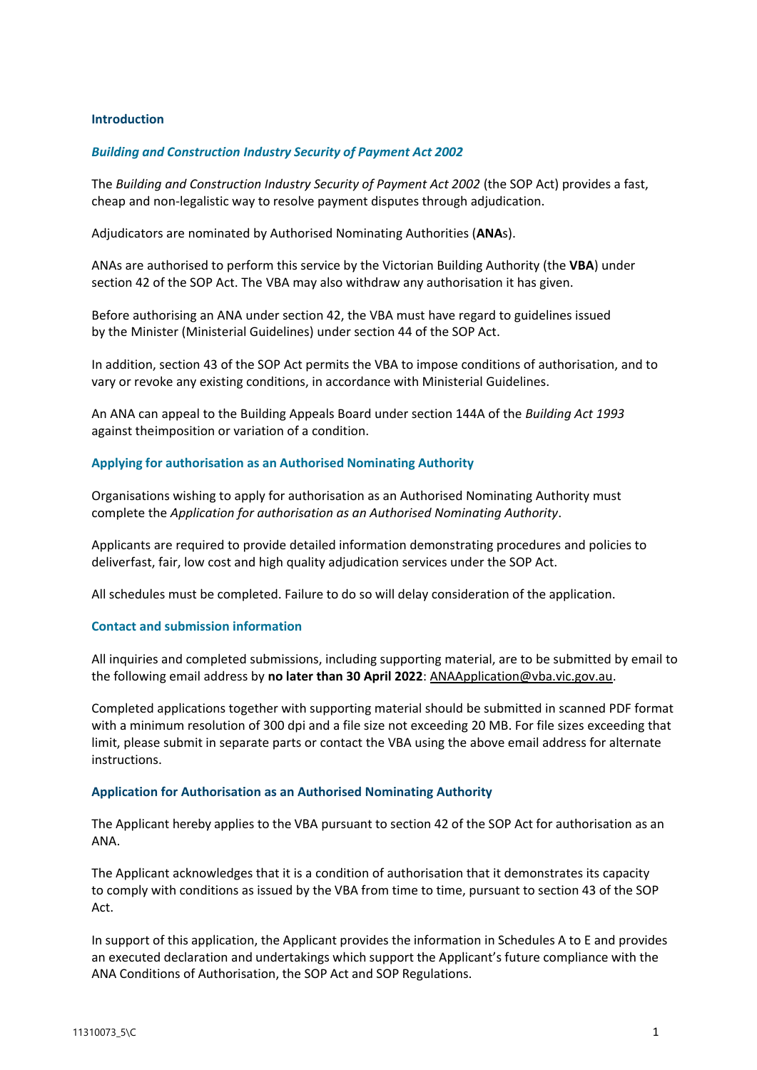## Introduction

### *Building and Construction Industry Security of Payment Act 2002*

The *Building and Construction Industry Security of Payment Act 2002* (the SOP Act) provides a fast, cheap and non-legalistic way to resolve payment disputes through adjudication.

Adjudicators are nominated by Authorised Nominating Authorities (**ANA**s).

ANAs are authorised to perform this service by the Victorian Building Authority (the **VBA**) under section 42 of the SOP Act. The VBA may also withdraw any authorisation it has given.

Before authorising an ANA under section 42, the VBA must have regard to guidelines issued by the Minister (Ministerial Guidelines) under section 44 of the SOP Act.

In addition, section 43 of the SOP Act permits the VBA to impose conditions of authorisation, and to vary or revoke any existing conditions, in accordance with Ministerial Guidelines.

An ANA can appeal to the Building Appeals Board under section 144A of the *Building Act 1993* against theimposition or variation of a condition.

### Applying for authorisation as an Authorised Nominating Authority

Organisations wishing to apply for authorisation as an Authorised Nominating Authority must complete the *Application for authorisation as an Authorised Nominating Authority*.

Applicants are required to provide detailed information demonstrating procedures and policies to deliverfast, fair, low cost and high quality adjudication services under the SOP Act.

All schedules must be completed. Failure to do so will delay consideration of the application.

### Contact and submission information

All inquiries and completed submissions, including supporting material, are to be submitted by email to the following email address by **no later than 30 April 2022**: ANAApplication@vba.vic.gov.au.

Completed applications together with supporting material should be submitted in scanned PDF format with a minimum resolution of 300 dpi and a file size not exceeding 20 MB. For file sizes exceeding that limit, please submit in separate parts or contact the VBA using the above email address for alternate instructions.

### Application for Authorisation as an Authorised Nominating Authority

The Applicant hereby applies to the VBA pursuant to section 42 of the SOP Act for authorisation as an ANA.

The Applicant acknowledges that it is a condition of authorisation that it demonstrates its capacity to comply with conditions as issued by the VBA from time to time, pursuant to section 43 of the SOP Act.

In support of this application, the Applicant provides the information in Schedules A to E and provides an executed declaration and undertakings which support the Applicant's future compliance with the ANA Conditions of Authorisation, the SOP Act and SOP Regulations.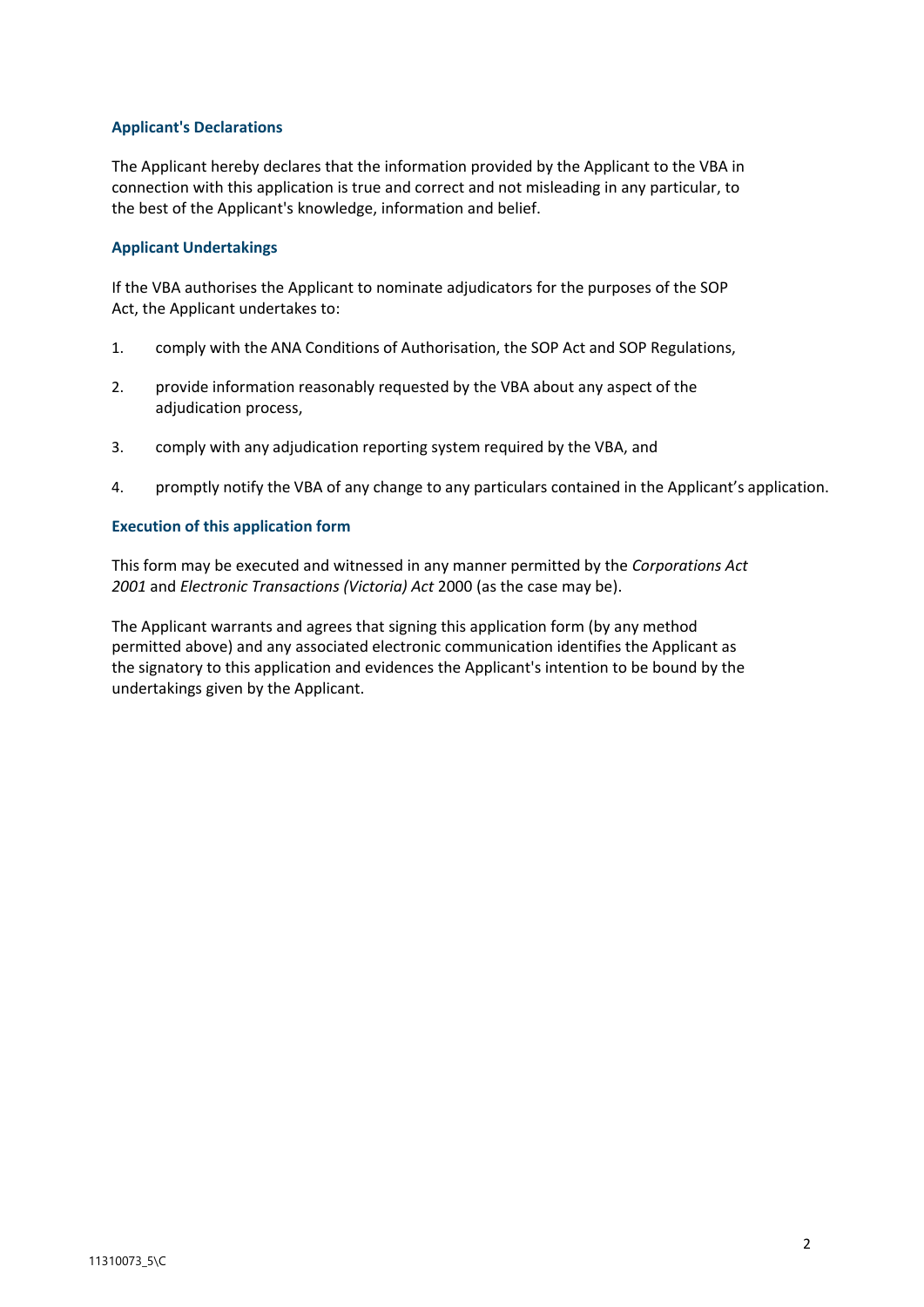### Applicant's Declarations

The Applicant hereby declares that the information provided by the Applicant to the VBA in connection with this application is true and correct and not misleading in any particular, to the best of the Applicant's knowledge, information and belief.

### Applicant Undertakings

If the VBA authorises the Applicant to nominate adjudicators for the purposes of the SOP Act, the Applicant undertakes to:

1. comply with the ANA Conditions of Authorisation, the SOP Act and SOP Regulations,
2. provide information reasonably requested by the VBA about any aspect of the adjudication process,
3. comply with any adjudication reporting system required by the VBA, and
4. promptly notify the VBA of any change to any particulars contained in the Applicant's application.

### Execution of this application form

This form may be executed and witnessed in any manner permitted by the *Corporations Act 2001* and *Electronic Transactions (Victoria) Act* 2000 (as the case may be).

The Applicant warrants and agrees that signing this application form (by any method permitted above) and any associated electronic communication identifies the Applicant as the signatory to this application and evidences the Applicant's intention to be bound by the undertakings given by the Applicant.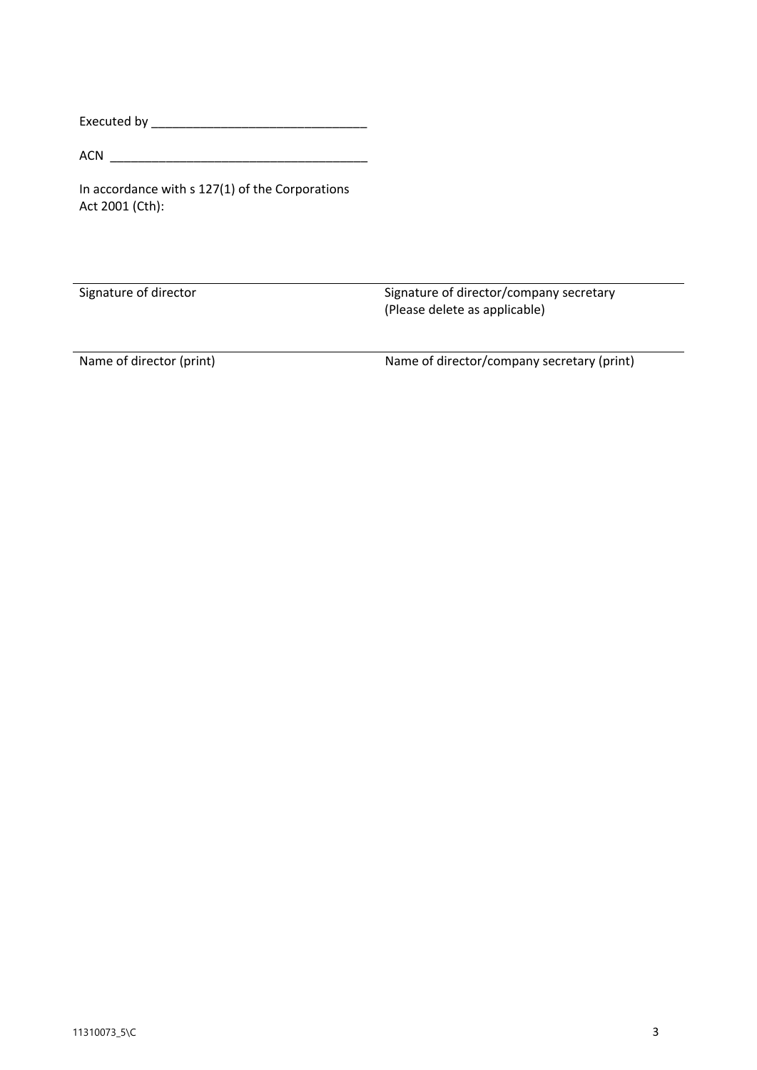Executed by ________________________________

ACN ______________________________________

In accordance with s 127(1) of the Corporations Act 2001 (Cth):

| ______________________________ | ______________________________ |
|---|---|
| Signature of director | Signature of director/company secretary (Please delete as applicable) |
| ______________________________ | ______________________________ |
| Name of director (print) | Name of director/company secretary (print) |

11310073_5\C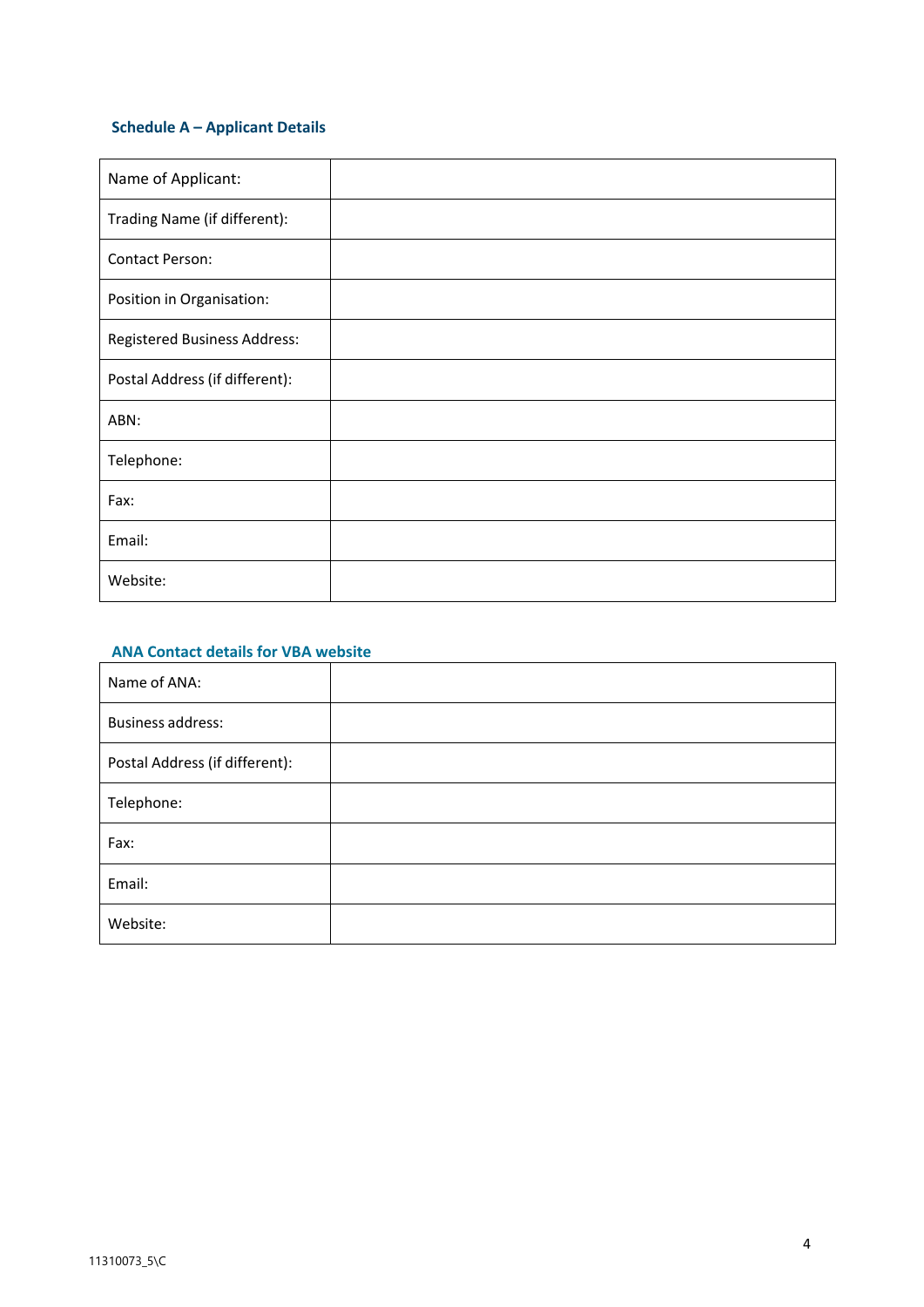### Schedule A – Applicant Details

| | |
|---|---|
| Name of Applicant: | |
| Trading Name (if different): | |
| Contact Person: | |
| Position in Organisation: | |
| Registered Business Address: | |
| Postal Address (if different): | |
| ABN: | |
| Telephone: | |
| Fax: | |
| Email: | |
| Website: | |

### ANA Contact details for VBA website

| | |
|---|---|
| Name of ANA: | |
| Business address: | |
| Postal Address (if different): | |
| Telephone: | |
| Fax: | |
| Email: | |
| Website: | |

11310073_5\C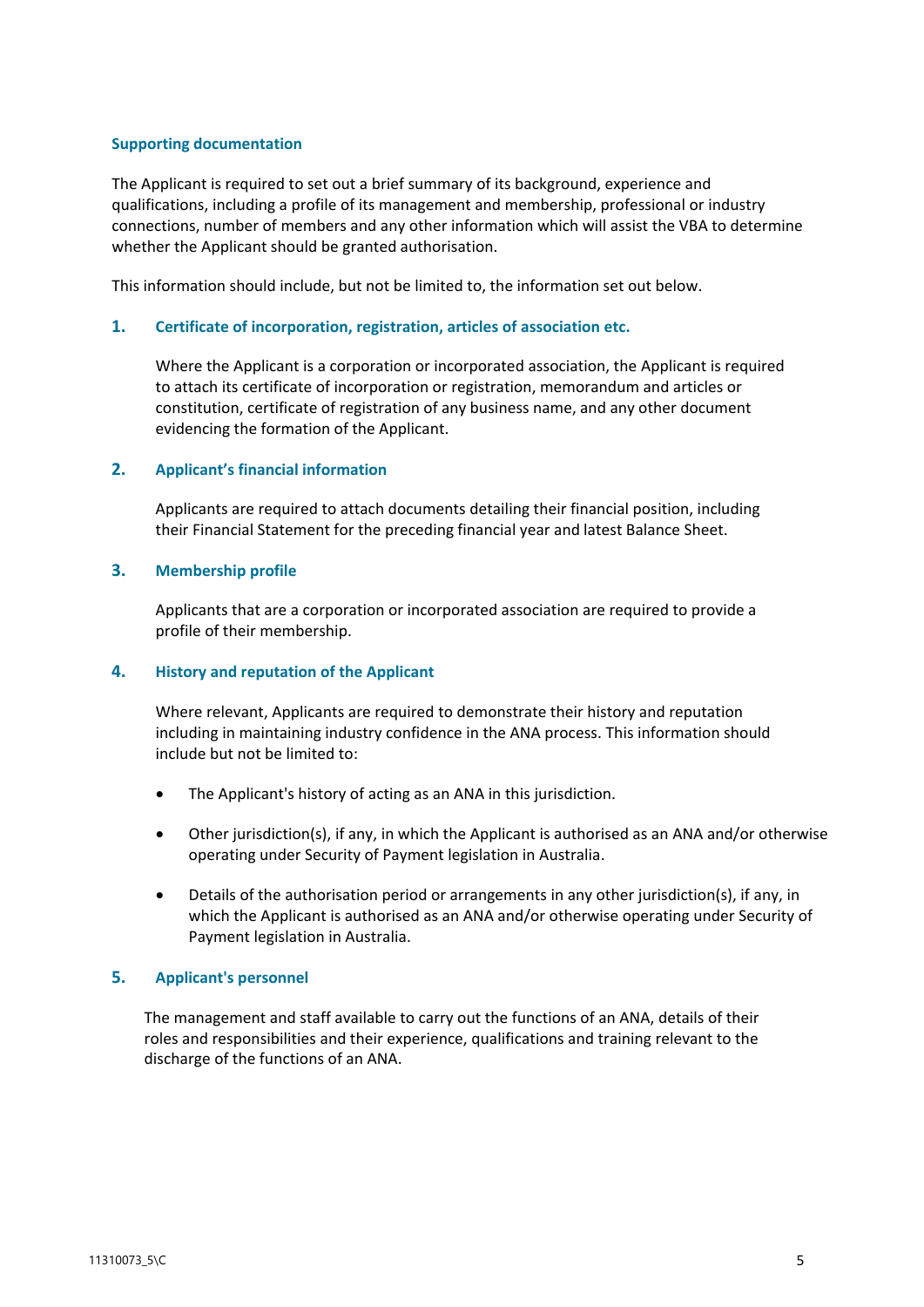## Supporting documentation

The Applicant is required to set out a brief summary of its background, experience and qualifications, including a profile of its management and membership, professional or industry connections, number of members and any other information which will assist the VBA to determine whether the Applicant should be granted authorisation.

This information should include, but not be limited to, the information set out below.

### 1. Certificate of incorporation, registration, articles of association etc.

Where the Applicant is a corporation or incorporated association, the Applicant is required to attach its certificate of incorporation or registration, memorandum and articles or constitution, certificate of registration of any business name, and any other document evidencing the formation of the Applicant.

### 2. Applicant's financial information

Applicants are required to attach documents detailing their financial position, including their Financial Statement for the preceding financial year and latest Balance Sheet.

### 3. Membership profile

Applicants that are a corporation or incorporated association are required to provide a profile of their membership.

### 4. History and reputation of the Applicant

Where relevant, Applicants are required to demonstrate their history and reputation including in maintaining industry confidence in the ANA process. This information should include but not be limited to:

- The Applicant's history of acting as an ANA in this jurisdiction.
- Other jurisdiction(s), if any, in which the Applicant is authorised as an ANA and/or otherwise operating under Security of Payment legislation in Australia.
- Details of the authorisation period or arrangements in any other jurisdiction(s), if any, in which the Applicant is authorised as an ANA and/or otherwise operating under Security of Payment legislation in Australia.

### 5. Applicant's personnel

The management and staff available to carry out the functions of an ANA, details of their roles and responsibilities and their experience, qualifications and training relevant to the discharge of the functions of an ANA.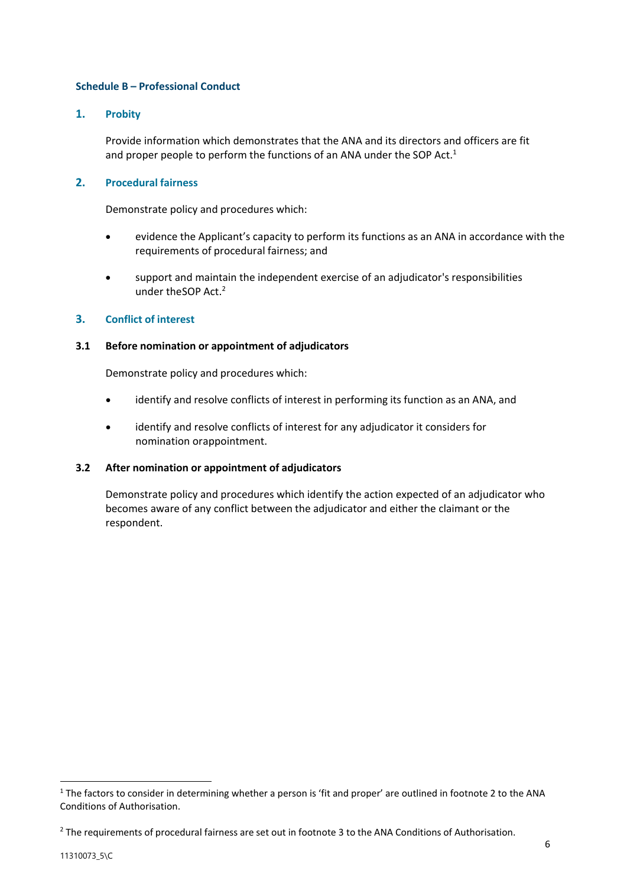## Schedule B – Professional Conduct

### 1. Probity

Provide information which demonstrates that the ANA and its directors and officers are fit and proper people to perform the functions of an ANA under the SOP Act.[1]

### 2. Procedural fairness

Demonstrate policy and procedures which:

- evidence the Applicant's capacity to perform its functions as an ANA in accordance with the requirements of procedural fairness; and
- support and maintain the independent exercise of an adjudicator's responsibilities under theSOP Act.[2]

### 3. Conflict of interest

#### 3.1 Before nomination or appointment of adjudicators

Demonstrate policy and procedures which:

- identify and resolve conflicts of interest in performing its function as an ANA, and
- identify and resolve conflicts of interest for any adjudicator it considers for nomination orappointment.

#### 3.2 After nomination or appointment of adjudicators

Demonstrate policy and procedures which identify the action expected of an adjudicator who becomes aware of any conflict between the adjudicator and either the claimant or the respondent.

---

[1] The factors to consider in determining whether a person is 'fit and proper' are outlined in footnote 2 to the ANA Conditions of Authorisation.

[2] The requirements of procedural fairness are set out in footnote 3 to the ANA Conditions of Authorisation.

11310073_5\C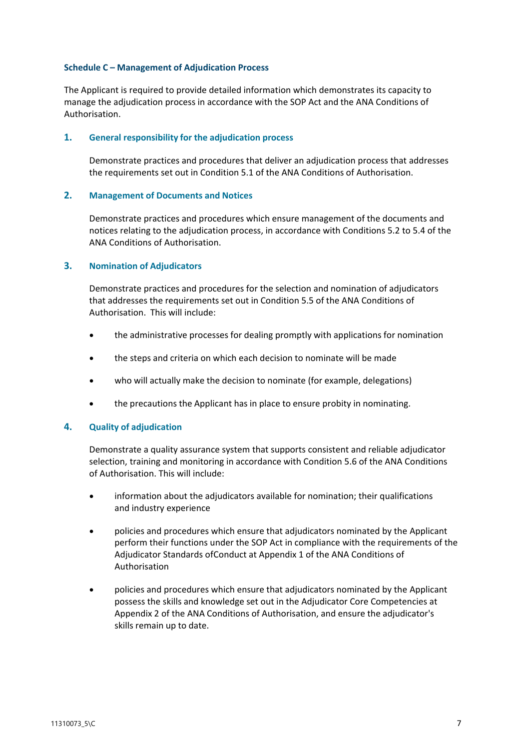## Schedule C – Management of Adjudication Process

The Applicant is required to provide detailed information which demonstrates its capacity to manage the adjudication process in accordance with the SOP Act and the ANA Conditions of Authorisation.

### 1. General responsibility for the adjudication process

Demonstrate practices and procedures that deliver an adjudication process that addresses the requirements set out in Condition 5.1 of the ANA Conditions of Authorisation.

### 2. Management of Documents and Notices

Demonstrate practices and procedures which ensure management of the documents and notices relating to the adjudication process, in accordance with Conditions 5.2 to 5.4 of the ANA Conditions of Authorisation.

### 3. Nomination of Adjudicators

Demonstrate practices and procedures for the selection and nomination of adjudicators that addresses the requirements set out in Condition 5.5 of the ANA Conditions of Authorisation. This will include:

- the administrative processes for dealing promptly with applications for nomination
- the steps and criteria on which each decision to nominate will be made
- who will actually make the decision to nominate (for example, delegations)
- the precautions the Applicant has in place to ensure probity in nominating.

### 4. Quality of adjudication

Demonstrate a quality assurance system that supports consistent and reliable adjudicator selection, training and monitoring in accordance with Condition 5.6 of the ANA Conditions of Authorisation. This will include:

- information about the adjudicators available for nomination; their qualifications and industry experience
- policies and procedures which ensure that adjudicators nominated by the Applicant perform their functions under the SOP Act in compliance with the requirements of the Adjudicator Standards ofConduct at Appendix 1 of the ANA Conditions of Authorisation
- policies and procedures which ensure that adjudicators nominated by the Applicant possess the skills and knowledge set out in the Adjudicator Core Competencies at Appendix 2 of the ANA Conditions of Authorisation, and ensure the adjudicator's skills remain up to date.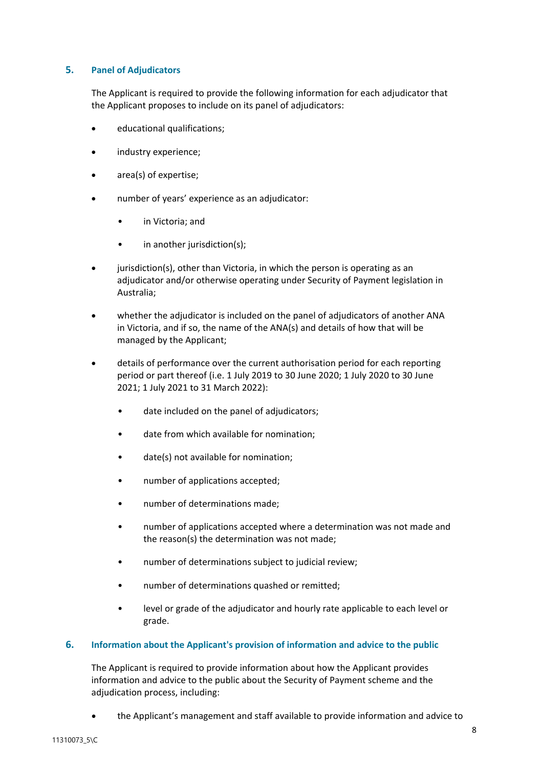## 5. Panel of Adjudicators

The Applicant is required to provide the following information for each adjudicator that the Applicant proposes to include on its panel of adjudicators:

- educational qualifications;
- industry experience;
- area(s) of expertise;
- number of years' experience as an adjudicator:
    - in Victoria; and
    - in another jurisdiction(s);
- jurisdiction(s), other than Victoria, in which the person is operating as an adjudicator and/or otherwise operating under Security of Payment legislation in Australia;
- whether the adjudicator is included on the panel of adjudicators of another ANA in Victoria, and if so, the name of the ANA(s) and details of how that will be managed by the Applicant;
- details of performance over the current authorisation period for each reporting period or part thereof (i.e. 1 July 2019 to 30 June 2020; 1 July 2020 to 30 June 2021; 1 July 2021 to 31 March 2022):
    - date included on the panel of adjudicators;
    - date from which available for nomination;
    - date(s) not available for nomination;
    - number of applications accepted;
    - number of determinations made;
    - number of applications accepted where a determination was not made and the reason(s) the determination was not made;
    - number of determinations subject to judicial review;
    - number of determinations quashed or remitted;
    - level or grade of the adjudicator and hourly rate applicable to each level or grade.

## 6. Information about the Applicant's provision of information and advice to the public

The Applicant is required to provide information about how the Applicant provides information and advice to the public about the Security of Payment scheme and the adjudication process, including:

- the Applicant's management and staff available to provide information and advice to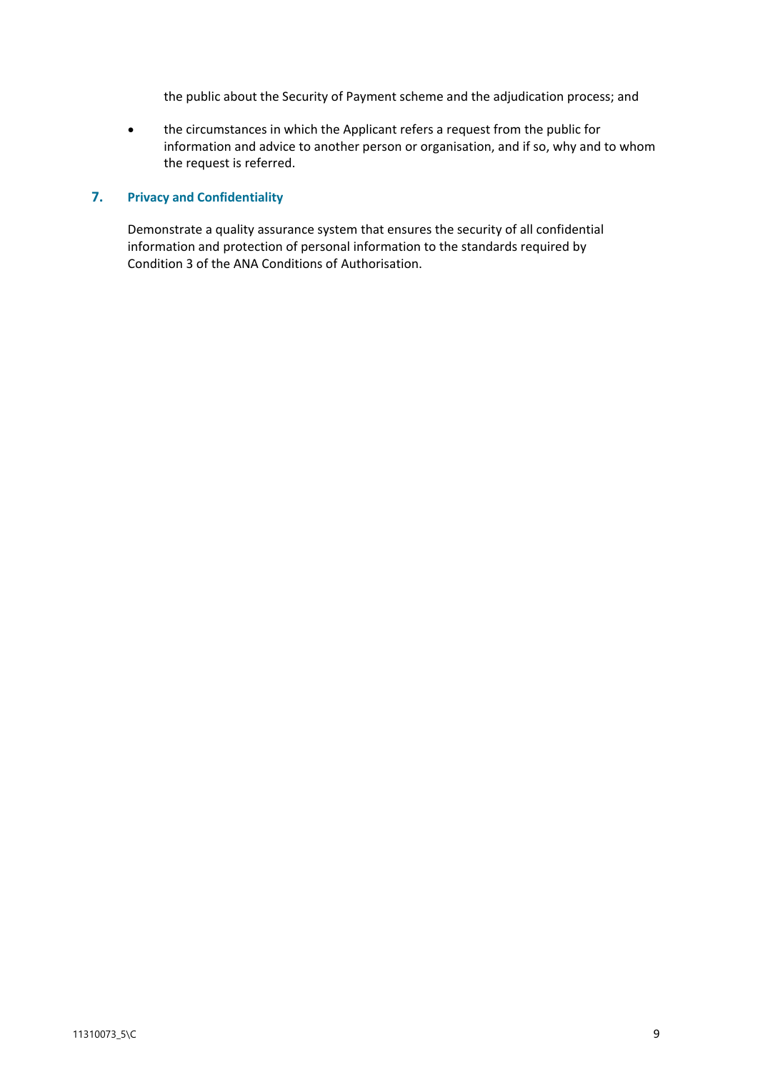the public about the Security of Payment scheme and the adjudication process; and

- the circumstances in which the Applicant refers a request from the public for information and advice to another person or organisation, and if so, why and to whom the request is referred.

## 7. Privacy and Confidentiality

Demonstrate a quality assurance system that ensures the security of all confidential information and protection of personal information to the standards required by Condition 3 of the ANA Conditions of Authorisation.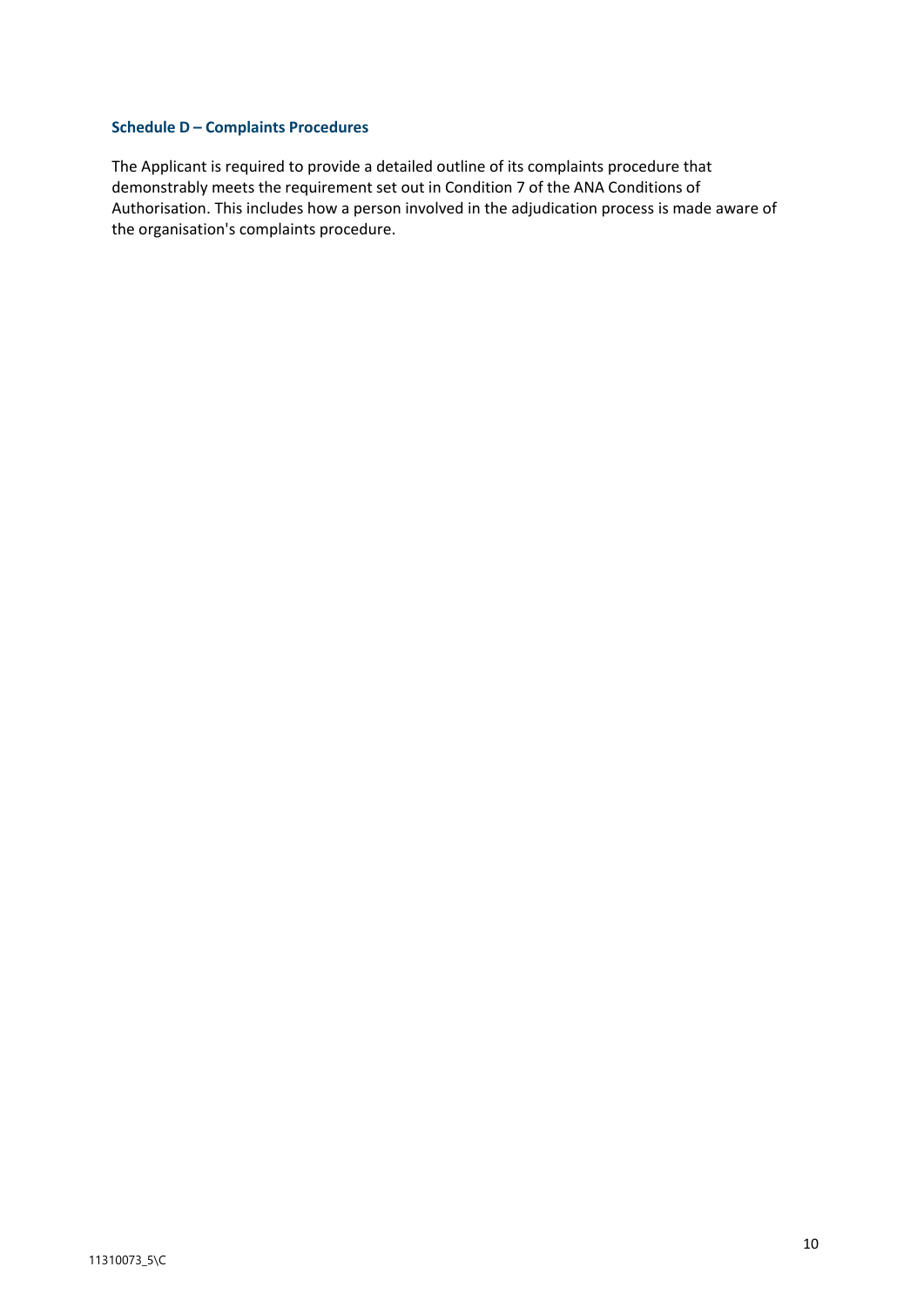### Schedule D – Complaints Procedures

The Applicant is required to provide a detailed outline of its complaints procedure that demonstrably meets the requirement set out in Condition 7 of the ANA Conditions of Authorisation. This includes how a person involved in the adjudication process is made aware of the organisation's complaints procedure.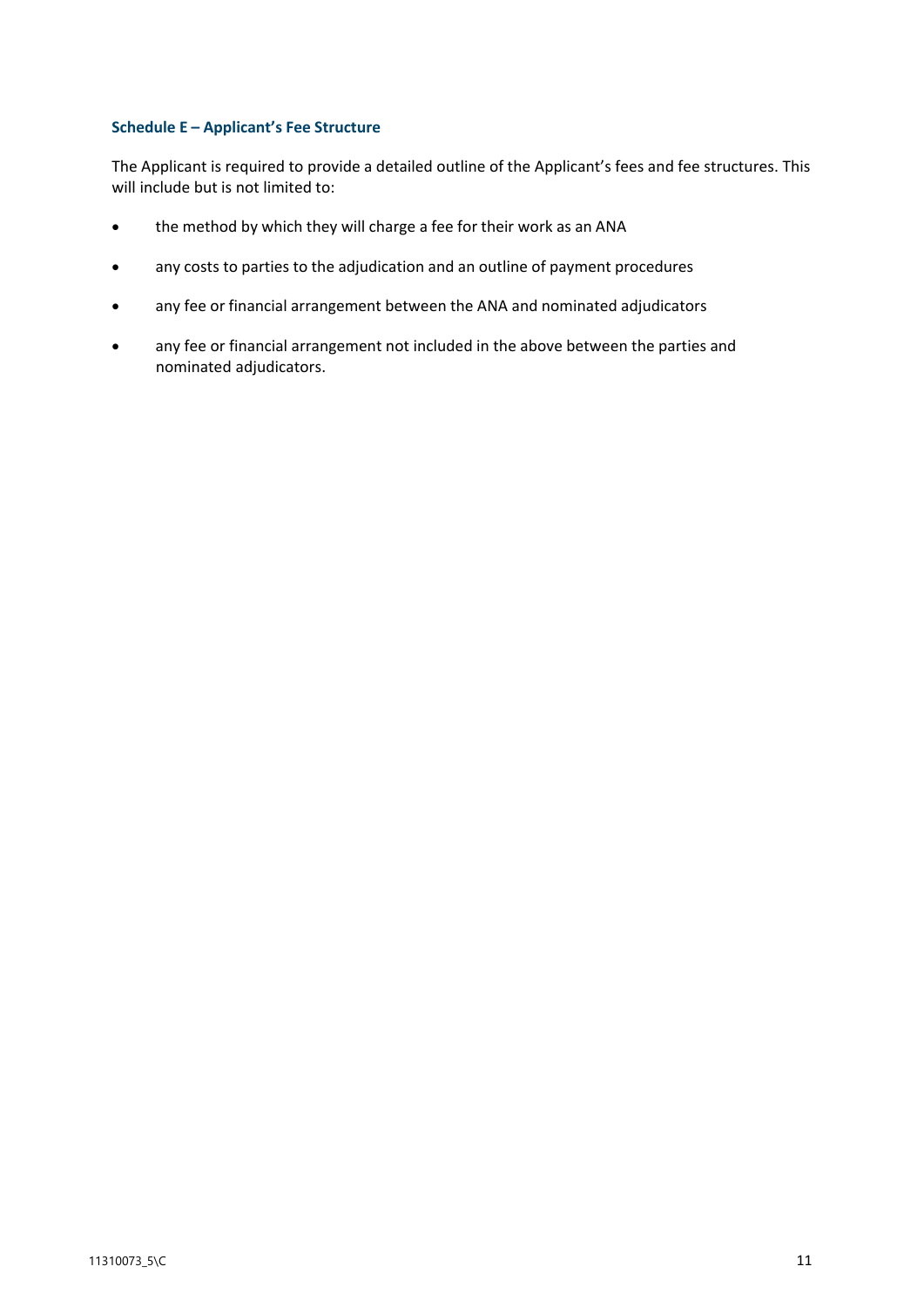### Schedule E – Applicant's Fee Structure

The Applicant is required to provide a detailed outline of the Applicant's fees and fee structures. This will include but is not limited to:

- the method by which they will charge a fee for their work as an ANA
- any costs to parties to the adjudication and an outline of payment procedures
- any fee or financial arrangement between the ANA and nominated adjudicators
- any fee or financial arrangement not included in the above between the parties and nominated adjudicators.